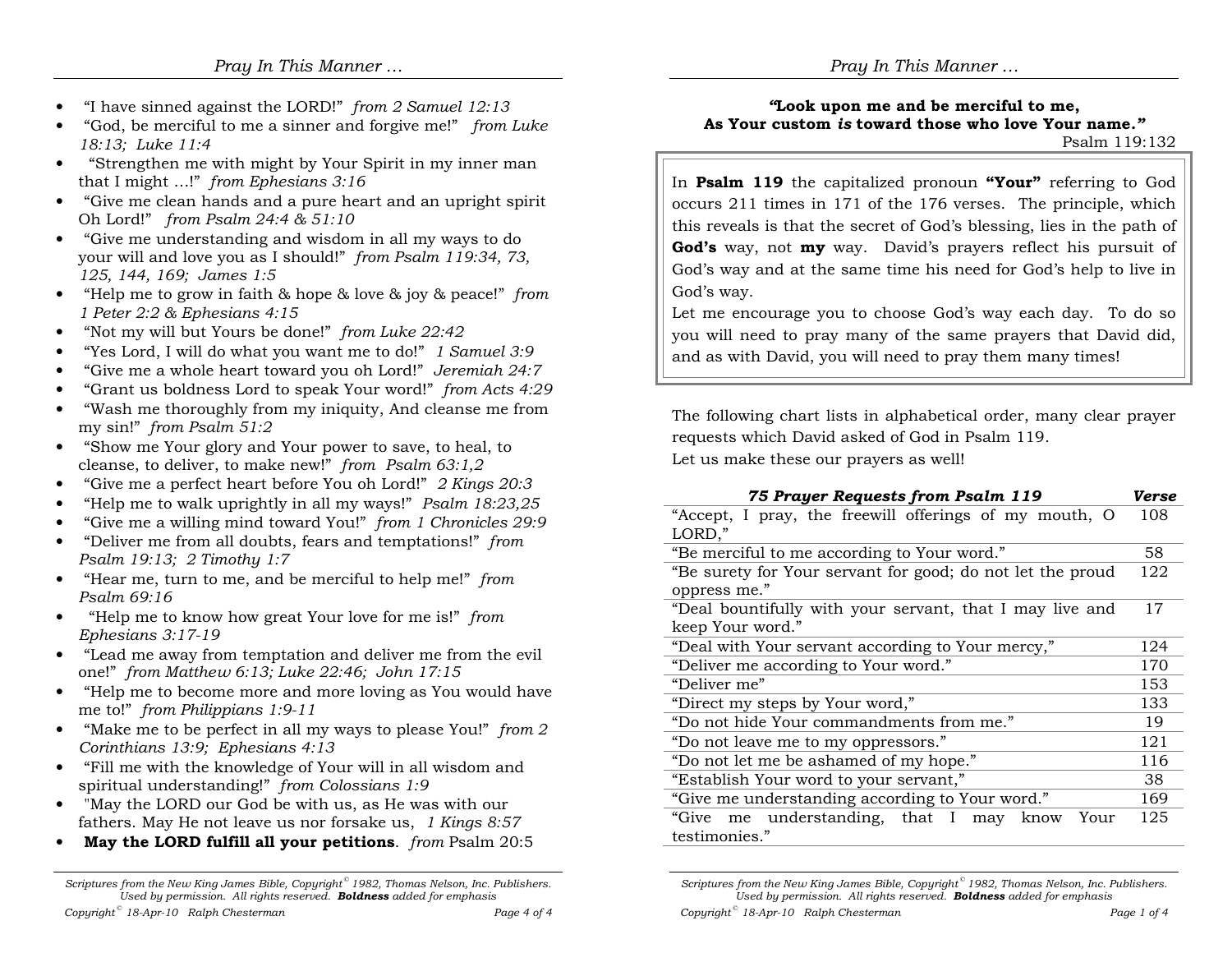- "I have sinned against the LORD!" *from 2 Samuel 12:13*
- "God, be merciful to me a sinner and forgive me!" *from Luke 18:13; Luke 11:4*
- "Strengthen me with might by Your Spirit in my inner man that I might …!" *from Ephesians 3:16*
- "Give me clean hands and a pure heart and an upright spirit Oh Lord!" *from Psalm 24:4 & 51:10*
- "Give me understanding and wisdom in all my ways to do your will and love you as I should!" *from Psalm 119:34, 73, 125, 144, 169; James 1:5*
- "Help me to grow in faith & hope & love & joy & peace!" *from 1 Peter 2:2 & Ephesians 4:15*
- "Not my will but Yours be done!" *from Luke 22:42*
- "Yes Lord, I will do what you want me to do!" *1 Samuel 3:9*
- "Give me a whole heart toward you oh Lord!" *Jeremiah 24:7*
- "Grant us boldness Lord to speak Your word!" *from Acts 4:29*
- "Wash me thoroughly from my iniquity, And cleanse me from my sin!" *from Psalm 51:2*
- "Show me Your glory and Your power to save, to heal, to cleanse, to deliver, to make new!" *from Psalm 63:1,2*
- "Give me a perfect heart before You oh Lord!" *2 Kings 20:3*
- "Help me to walk uprightly in all my ways!" *Psalm 18:23,25*
- "Give me a willing mind toward You!" *from 1 Chronicles 29:9*
- "Deliver me from all doubts, fears and temptations!" *from Psalm 19:13; 2 Timothy 1:7*
- "Hear me, turn to me, and be merciful to help me!" *from Psalm 69:16*
- "Help me to know how great Your love for me is!" *from Ephesians 3:17-19*
- "Lead me away from temptation and deliver me from the evil one!" *from Matthew 6:13; Luke 22:46; John 17:15*
- "Help me to become more and more loving as You would have me to!" *from Philippians 1:9-11*
- "Make me to be perfect in all my ways to please You!" *from 2 Corinthians 13:9; Ephesians 4:13*
- "Fill me with the knowledge of Your will in all wisdom and spiritual understanding!" *from Colossians 1:9*
- "May the LORD our God be with us, as He was with our fathers. May He not leave us nor forsake us, *1 Kings 8:57*
- **May the LORD fulfill all your petitions**. *from* Psalm 20:5

*Scriptures from the New King James Bible, Copyright© 1982, Thomas Nelson, Inc. Publishers. Used by permission. All rights reserved.* ***Boldness*** *added for emphasis*

*Copyright© 18-Apr-10 Ralph Chesterman*

**"Look upon me and be merciful to me,**
**As Your custom *is* toward those who love Your name."**
Psalm 119:132

In **Psalm 119** the capitalized pronoun **"Your"** referring to God occurs 211 times in 171 of the 176 verses. The principle, which this reveals is that the secret of God's blessing, lies in the path of **God's** way, not **my** way. David's prayers reflect his pursuit of God's way and at the same time his need for God's help to live in God's way.
Let me encourage you to choose God's way each day. To do so you will need to pray many of the same prayers that David did, and as with David, you will need to pray them many times!

The following chart lists in alphabetical order, many clear prayer requests which David asked of God in Psalm 119.
Let us make these our prayers as well!

| ***75 Prayer Requests from Psalm 119*** | ***Verse*** |
|---|---|
| "Accept, I pray, the freewill offerings of my mouth, O LORD," | 108 |
| "Be merciful to me according to Your word." | 58 |
| "Be surety for Your servant for good; do not let the proud oppress me." | 122 |
| "Deal bountifully with your servant, that I may live and keep Your word." | 17 |
| "Deal with Your servant according to Your mercy," | 124 |
| "Deliver me according to Your word." | 170 |
| "Deliver me" | 153 |
| "Direct my steps by Your word," | 133 |
| "Do not hide Your commandments from me." | 19 |
| "Do not leave me to my oppressors." | 121 |
| "Do not let me be ashamed of my hope." | 116 |
| "Establish Your word to your servant," | 38 |
| "Give me understanding according to Your word." | 169 |
| "Give me understanding, that I may know Your testimonies." | 125 |

*Scriptures from the New King James Bible, Copyright© 1982, Thomas Nelson, Inc. Publishers. Used by permission. All rights reserved.* ***Boldness*** *added for emphasis*

*Copyright© 18-Apr-10 Ralph Chesterman*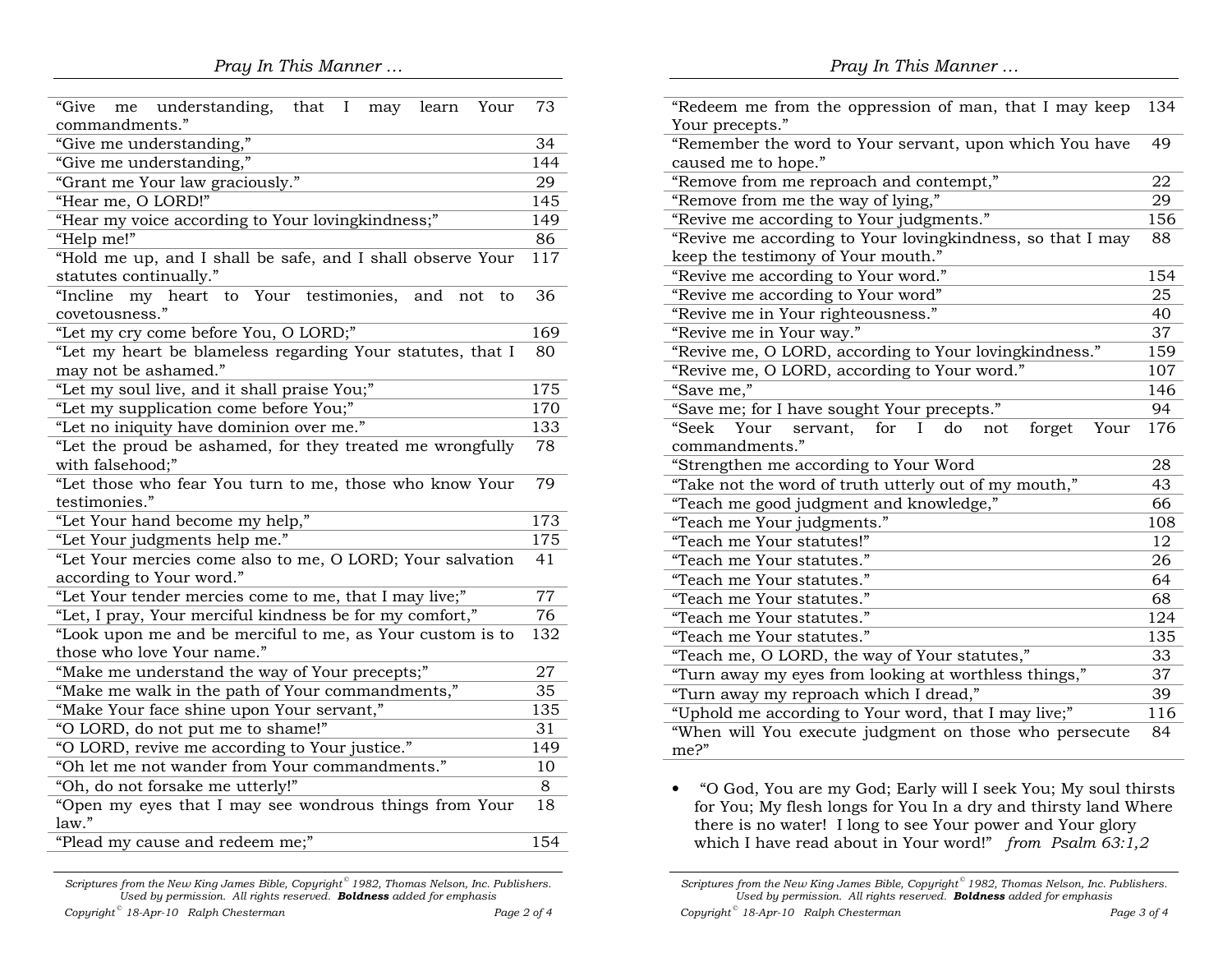| | |
|---|---|
| "Give me understanding, that I may learn Your commandments." | 73 |
| "Give me understanding," | 34 |
| "Give me understanding," | 144 |
| "Grant me Your law graciously." | 29 |
| "Hear me, O LORD!" | 145 |
| "Hear my voice according to Your lovingkindness;" | 149 |
| "Help me!" | 86 |
| "Hold me up, and I shall be safe, and I shall observe Your statutes continually." | 117 |
| "Incline my heart to Your testimonies, and not to covetousness." | 36 |
| "Let my cry come before You, O LORD;" | 169 |
| "Let my heart be blameless regarding Your statutes, that I may not be ashamed." | 80 |
| "Let my soul live, and it shall praise You;" | 175 |
| "Let my supplication come before You;" | 170 |
| "Let no iniquity have dominion over me." | 133 |
| "Let the proud be ashamed, for they treated me wrongfully with falsehood;" | 78 |
| "Let those who fear You turn to me, those who know Your testimonies." | 79 |
| "Let Your hand become my help," | 173 |
| "Let Your judgments help me." | 175 |
| "Let Your mercies come also to me, O LORD; Your salvation according to Your word." | 41 |
| "Let Your tender mercies come to me, that I may live;" | 77 |
| "Let, I pray, Your merciful kindness be for my comfort," | 76 |
| "Look upon me and be merciful to me, as Your custom is to those who love Your name." | 132 |
| "Make me understand the way of Your precepts;" | 27 |
| "Make me walk in the path of Your commandments," | 35 |
| "Make Your face shine upon Your servant," | 135 |
| "O LORD, do not put me to shame!" | 31 |
| "O LORD, revive me according to Your justice." | 149 |
| "Oh let me not wander from Your commandments." | 10 |
| "Oh, do not forsake me utterly!" | 8 |
| "Open my eyes that I may see wondrous things from Your law." | 18 |
| "Plead my cause and redeem me;" | 154 |
| "Redeem me from the oppression of man, that I may keep Your precepts." | 134 |
| "Remember the word to Your servant, upon which You have caused me to hope." | 49 |
| "Remove from me reproach and contempt," | 22 |
| "Remove from me the way of lying," | 29 |
| "Revive me according to Your judgments." | 156 |
| "Revive me according to Your lovingkindness, so that I may keep the testimony of Your mouth." | 88 |
| "Revive me according to Your word." | 154 |
| "Revive me according to Your word" | 25 |
| "Revive me in Your righteousness." | 40 |
| "Revive me in Your way." | 37 |
| "Revive me, O LORD, according to Your lovingkindness." | 159 |
| "Revive me, O LORD, according to Your word." | 107 |
| "Save me," | 146 |
| "Save me; for I have sought Your precepts." | 94 |
| "Seek Your servant, for I do not forget Your commandments." | 176 |
| "Strengthen me according to Your Word | 28 |
| "Take not the word of truth utterly out of my mouth," | 43 |
| "Teach me good judgment and knowledge," | 66 |
| "Teach me Your judgments." | 108 |
| "Teach me Your statutes!" | 12 |
| "Teach me Your statutes." | 26 |
| "Teach me Your statutes." | 64 |
| "Teach me Your statutes." | 68 |
| "Teach me Your statutes." | 124 |
| "Teach me Your statutes." | 135 |
| "Teach me, O LORD, the way of Your statutes," | 33 |
| "Turn away my eyes from looking at worthless things," | 37 |
| "Turn away my reproach which I dread," | 39 |
| "Uphold me according to Your word, that I may live;" | 116 |
| "When will You execute judgment on those who persecute me?" | 84 |

- "O God, You are my God; Early will I seek You; My soul thirsts for You; My flesh longs for You In a dry and thirsty land Where there is no water! I long to see Your power and Your glory which I have read about in Your word!" *from Psalm 63:1,2*

*Scriptures from the New King James Bible, Copyright© 1982, Thomas Nelson, Inc. Publishers. Used by permission. All rights reserved.* ***Boldness*** *added for emphasis*

*Copyright© 18-Apr-10 Ralph Chesterman*